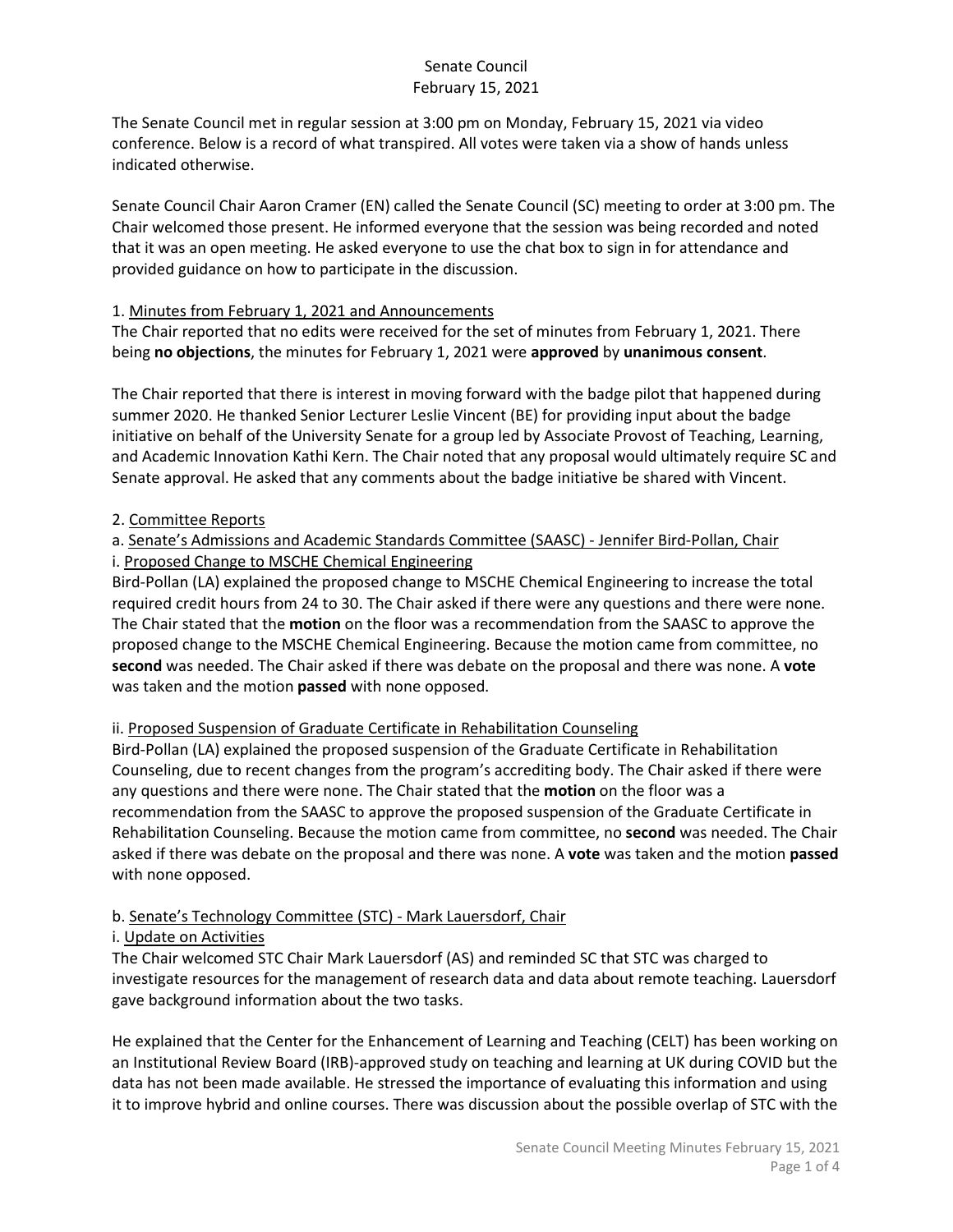# Senate Council
## February 15, 2021

The Senate Council met in regular session at 3:00 pm on Monday, February 15, 2021 via video conference. Below is a record of what transpired. All votes were taken via a show of hands unless indicated otherwise.

Senate Council Chair Aaron Cramer (EN) called the Senate Council (SC) meeting to order at 3:00 pm. The Chair welcomed those present. He informed everyone that the session was being recorded and noted that it was an open meeting. He asked everyone to use the chat box to sign in for attendance and provided guidance on how to participate in the discussion.

1. <u>Minutes from February 1, 2021 and Announcements</u>

The Chair reported that no edits were received for the set of minutes from February 1, 2021. There being **no objections**, the minutes for February 1, 2021 were **approved** by **unanimous consent**.

The Chair reported that there is interest in moving forward with the badge pilot that happened during summer 2020. He thanked Senior Lecturer Leslie Vincent (BE) for providing input about the badge initiative on behalf of the University Senate for a group led by Associate Provost of Teaching, Learning, and Academic Innovation Kathi Kern. The Chair noted that any proposal would ultimately require SC and Senate approval. He asked that any comments about the badge initiative be shared with Vincent.

2. <u>Committee Reports</u>

a. <u>Senate's Admissions and Academic Standards Committee (SAASC) - Jennifer Bird-Pollan, Chair</u>

i. <u>Proposed Change to MSCHE Chemical Engineering</u>

Bird-Pollan (LA) explained the proposed change to MSCHE Chemical Engineering to increase the total required credit hours from 24 to 30. The Chair asked if there were any questions and there were none. The Chair stated that the **motion** on the floor was a recommendation from the SAASC to approve the proposed change to the MSCHE Chemical Engineering. Because the motion came from committee, no **second** was needed. The Chair asked if there was debate on the proposal and there was none. A **vote** was taken and the motion **passed** with none opposed.

ii. <u>Proposed Suspension of Graduate Certificate in Rehabilitation Counseling</u>

Bird-Pollan (LA) explained the proposed suspension of the Graduate Certificate in Rehabilitation Counseling, due to recent changes from the program's accrediting body. The Chair asked if there were any questions and there were none. The Chair stated that the **motion** on the floor was a recommendation from the SAASC to approve the proposed suspension of the Graduate Certificate in Rehabilitation Counseling. Because the motion came from committee, no **second** was needed. The Chair asked if there was debate on the proposal and there was none. A **vote** was taken and the motion **passed** with none opposed.

b. <u>Senate's Technology Committee (STC) - Mark Lauersdorf, Chair</u>

i. <u>Update on Activities</u>

The Chair welcomed STC Chair Mark Lauersdorf (AS) and reminded SC that STC was charged to investigate resources for the management of research data and data about remote teaching. Lauersdorf gave background information about the two tasks.

He explained that the Center for the Enhancement of Learning and Teaching (CELT) has been working on an Institutional Review Board (IRB)-approved study on teaching and learning at UK during COVID but the data has not been made available. He stressed the importance of evaluating this information and using it to improve hybrid and online courses. There was discussion about the possible overlap of STC with the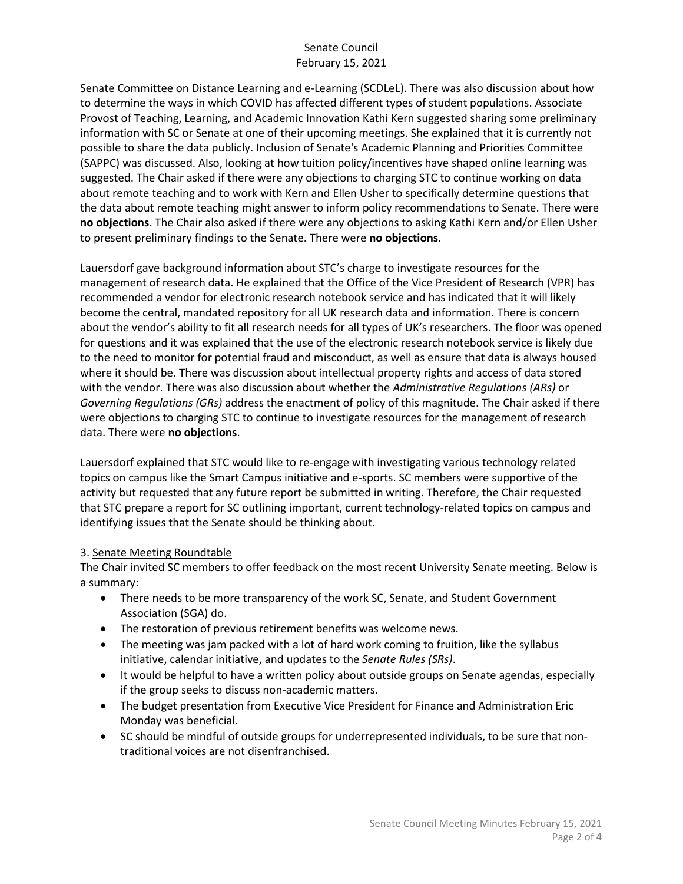Senate Committee on Distance Learning and e-Learning (SCDLeL). There was also discussion about how to determine the ways in which COVID has affected different types of student populations. Associate Provost of Teaching, Learning, and Academic Innovation Kathi Kern suggested sharing some preliminary information with SC or Senate at one of their upcoming meetings. She explained that it is currently not possible to share the data publicly. Inclusion of Senate's Academic Planning and Priorities Committee (SAPPC) was discussed. Also, looking at how tuition policy/incentives have shaped online learning was suggested. The Chair asked if there were any objections to charging STC to continue working on data about remote teaching and to work with Kern and Ellen Usher to specifically determine questions that the data about remote teaching might answer to inform policy recommendations to Senate. There were **no objections**. The Chair also asked if there were any objections to asking Kathi Kern and/or Ellen Usher to present preliminary findings to the Senate. There were **no objections**.

Lauersdorf gave background information about STC's charge to investigate resources for the management of research data. He explained that the Office of the Vice President of Research (VPR) has recommended a vendor for electronic research notebook service and has indicated that it will likely become the central, mandated repository for all UK research data and information. There is concern about the vendor's ability to fit all research needs for all types of UK's researchers. The floor was opened for questions and it was explained that the use of the electronic research notebook service is likely due to the need to monitor for potential fraud and misconduct, as well as ensure that data is always housed where it should be. There was discussion about intellectual property rights and access of data stored with the vendor. There was also discussion about whether the *Administrative Regulations (ARs)* or *Governing Regulations (GRs)* address the enactment of policy of this magnitude. The Chair asked if there were objections to charging STC to continue to investigate resources for the management of research data. There were **no objections**.

Lauersdorf explained that STC would like to re-engage with investigating various technology related topics on campus like the Smart Campus initiative and e-sports. SC members were supportive of the activity but requested that any future report be submitted in writing. Therefore, the Chair requested that STC prepare a report for SC outlining important, current technology-related topics on campus and identifying issues that the Senate should be thinking about.

3. Senate Meeting Roundtable

The Chair invited SC members to offer feedback on the most recent University Senate meeting. Below is a summary:

- There needs to be more transparency of the work SC, Senate, and Student Government Association (SGA) do.
- The restoration of previous retirement benefits was welcome news.
- The meeting was jam packed with a lot of hard work coming to fruition, like the syllabus initiative, calendar initiative, and updates to the *Senate Rules (SRs)*.
- It would be helpful to have a written policy about outside groups on Senate agendas, especially if the group seeks to discuss non-academic matters.
- The budget presentation from Executive Vice President for Finance and Administration Eric Monday was beneficial.
- SC should be mindful of outside groups for underrepresented individuals, to be sure that non-traditional voices are not disenfranchised.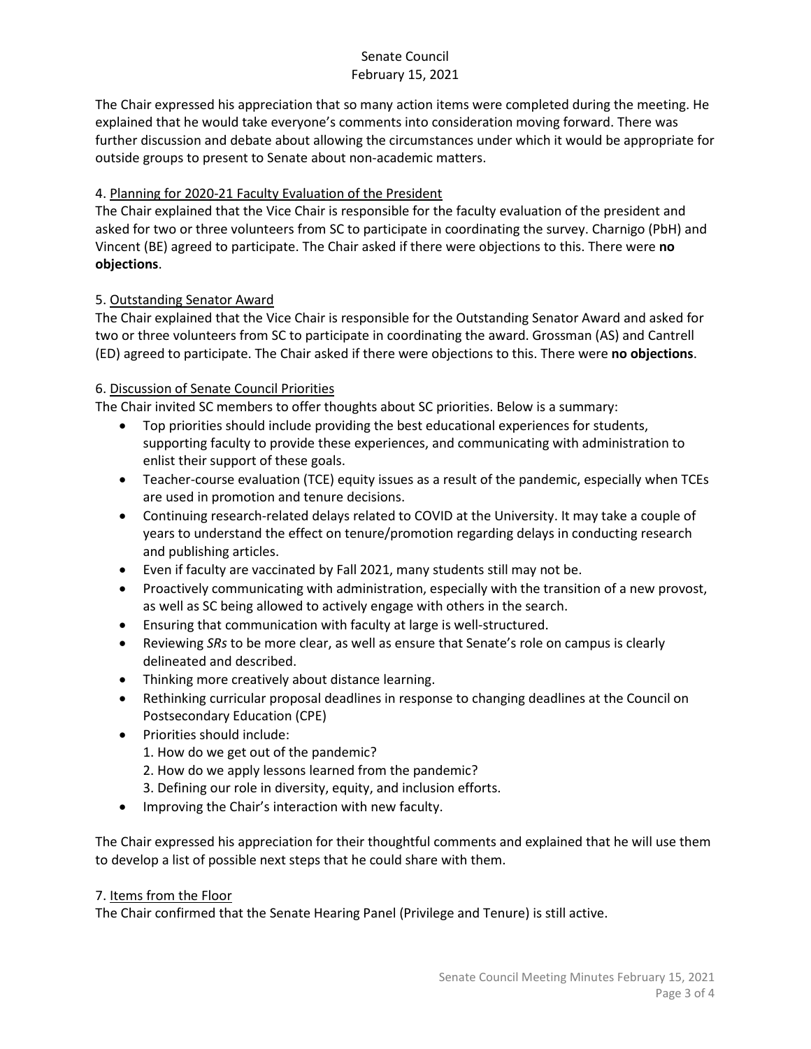The Chair expressed his appreciation that so many action items were completed during the meeting. He explained that he would take everyone's comments into consideration moving forward. There was further discussion and debate about allowing the circumstances under which it would be appropriate for outside groups to present to Senate about non-academic matters.

4. Planning for 2020-21 Faculty Evaluation of the President

The Chair explained that the Vice Chair is responsible for the faculty evaluation of the president and asked for two or three volunteers from SC to participate in coordinating the survey. Charnigo (PbH) and Vincent (BE) agreed to participate. The Chair asked if there were objections to this. There were **no objections**.

5. Outstanding Senator Award

The Chair explained that the Vice Chair is responsible for the Outstanding Senator Award and asked for two or three volunteers from SC to participate in coordinating the award. Grossman (AS) and Cantrell (ED) agreed to participate. The Chair asked if there were objections to this. There were **no objections**.

6. Discussion of Senate Council Priorities

The Chair invited SC members to offer thoughts about SC priorities. Below is a summary:

- Top priorities should include providing the best educational experiences for students, supporting faculty to provide these experiences, and communicating with administration to enlist their support of these goals.
- Teacher-course evaluation (TCE) equity issues as a result of the pandemic, especially when TCEs are used in promotion and tenure decisions.
- Continuing research-related delays related to COVID at the University. It may take a couple of years to understand the effect on tenure/promotion regarding delays in conducting research and publishing articles.
- Even if faculty are vaccinated by Fall 2021, many students still may not be.
- Proactively communicating with administration, especially with the transition of a new provost, as well as SC being allowed to actively engage with others in the search.
- Ensuring that communication with faculty at large is well-structured.
- Reviewing *SRs* to be more clear, as well as ensure that Senate's role on campus is clearly delineated and described.
- Thinking more creatively about distance learning.
- Rethinking curricular proposal deadlines in response to changing deadlines at the Council on Postsecondary Education (CPE)
- Priorities should include:
  1. How do we get out of the pandemic?
  2. How do we apply lessons learned from the pandemic?
  3. Defining our role in diversity, equity, and inclusion efforts.
- Improving the Chair's interaction with new faculty.

The Chair expressed his appreciation for their thoughtful comments and explained that he will use them to develop a list of possible next steps that he could share with them.

7. Items from the Floor

The Chair confirmed that the Senate Hearing Panel (Privilege and Tenure) is still active.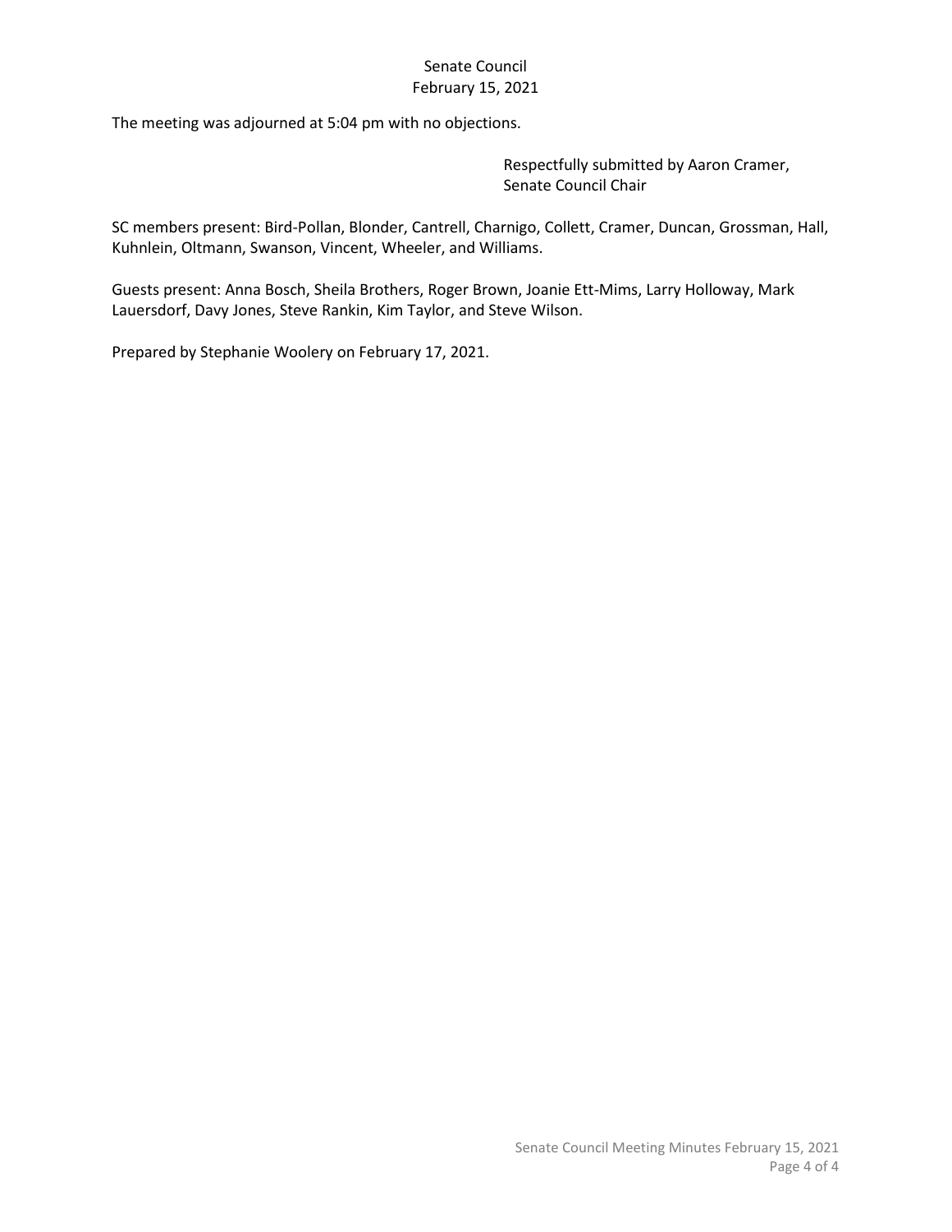The meeting was adjourned at 5:04 pm with no objections.

Respectfully submitted by Aaron Cramer,
Senate Council Chair

SC members present: Bird-Pollan, Blonder, Cantrell, Charnigo, Collett, Cramer, Duncan, Grossman, Hall, Kuhnlein, Oltmann, Swanson, Vincent, Wheeler, and Williams.

Guests present: Anna Bosch, Sheila Brothers, Roger Brown, Joanie Ett-Mims, Larry Holloway, Mark Lauersdorf, Davy Jones, Steve Rankin, Kim Taylor, and Steve Wilson.

Prepared by Stephanie Woolery on February 17, 2021.